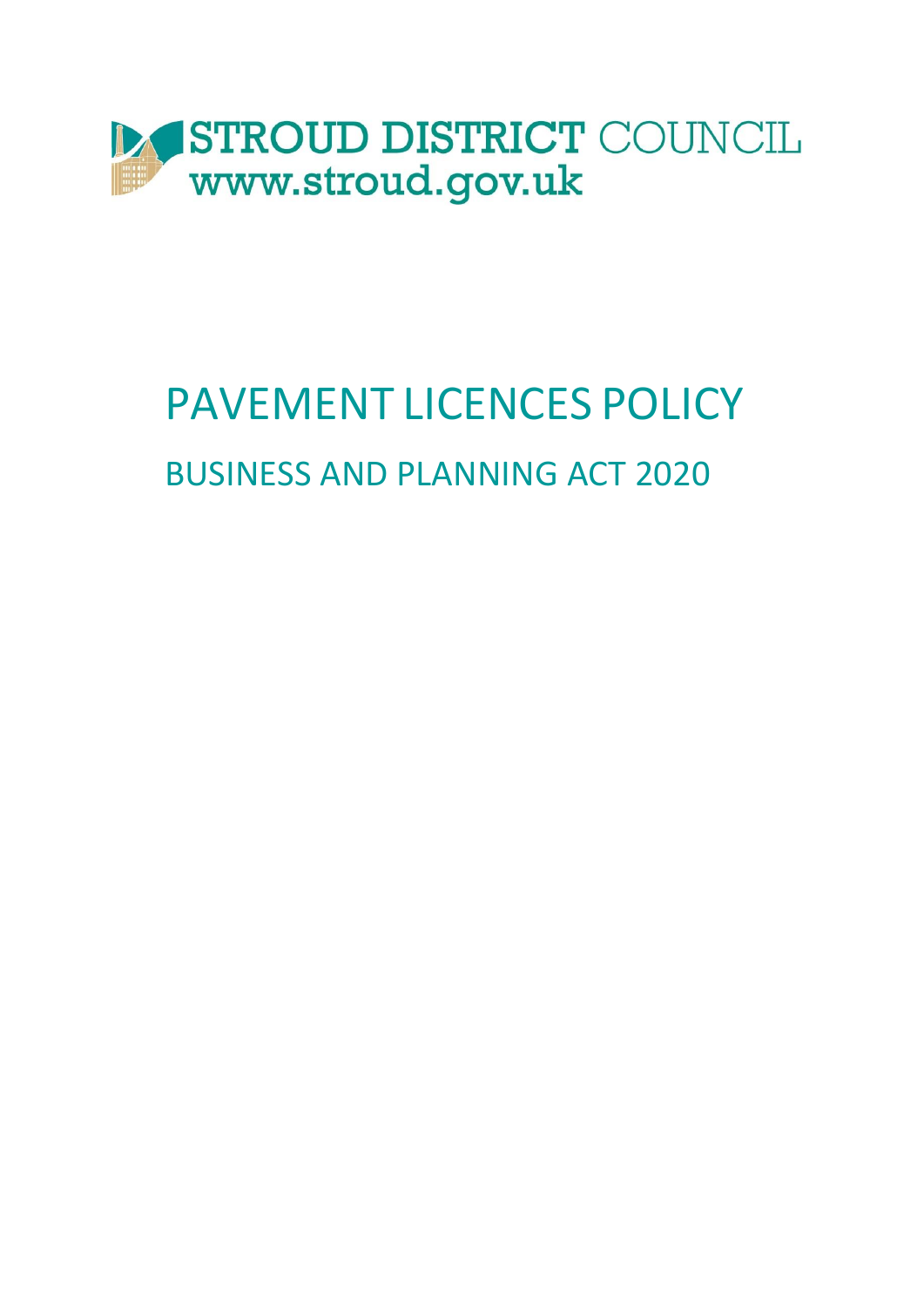STROUD DISTRICT COUNCIL
www.stroud.gov.uk

# PAVEMENT LICENCES POLICY

## BUSINESS AND PLANNING ACT 2020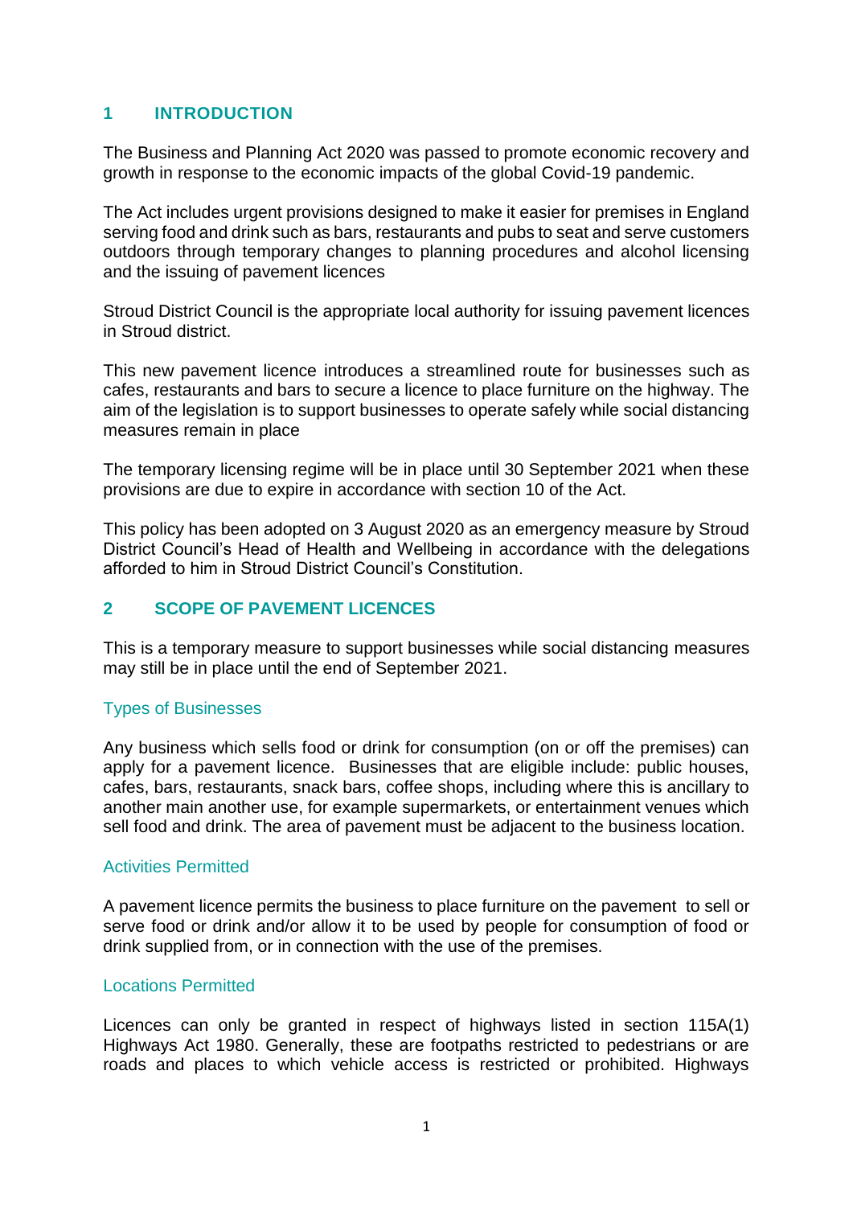## 1 INTRODUCTION

The Business and Planning Act 2020 was passed to promote economic recovery and growth in response to the economic impacts of the global Covid-19 pandemic.

The Act includes urgent provisions designed to make it easier for premises in England serving food and drink such as bars, restaurants and pubs to seat and serve customers outdoors through temporary changes to planning procedures and alcohol licensing and the issuing of pavement licences

Stroud District Council is the appropriate local authority for issuing pavement licences in Stroud district.

This new pavement licence introduces a streamlined route for businesses such as cafes, restaurants and bars to secure a licence to place furniture on the highway. The aim of the legislation is to support businesses to operate safely while social distancing measures remain in place

The temporary licensing regime will be in place until 30 September 2021 when these provisions are due to expire in accordance with section 10 of the Act.

This policy has been adopted on 3 August 2020 as an emergency measure by Stroud District Council's Head of Health and Wellbeing in accordance with the delegations afforded to him in Stroud District Council's Constitution.

## 2 SCOPE OF PAVEMENT LICENCES

This is a temporary measure to support businesses while social distancing measures may still be in place until the end of September 2021.

### Types of Businesses

Any business which sells food or drink for consumption (on or off the premises) can apply for a pavement licence. Businesses that are eligible include: public houses, cafes, bars, restaurants, snack bars, coffee shops, including where this is ancillary to another main another use, for example supermarkets, or entertainment venues which sell food and drink. The area of pavement must be adjacent to the business location.

### Activities Permitted

A pavement licence permits the business to place furniture on the pavement to sell or serve food or drink and/or allow it to be used by people for consumption of food or drink supplied from, or in connection with the use of the premises.

### Locations Permitted

Licences can only be granted in respect of highways listed in section 115A(1) Highways Act 1980. Generally, these are footpaths restricted to pedestrians or are roads and places to which vehicle access is restricted or prohibited. Highways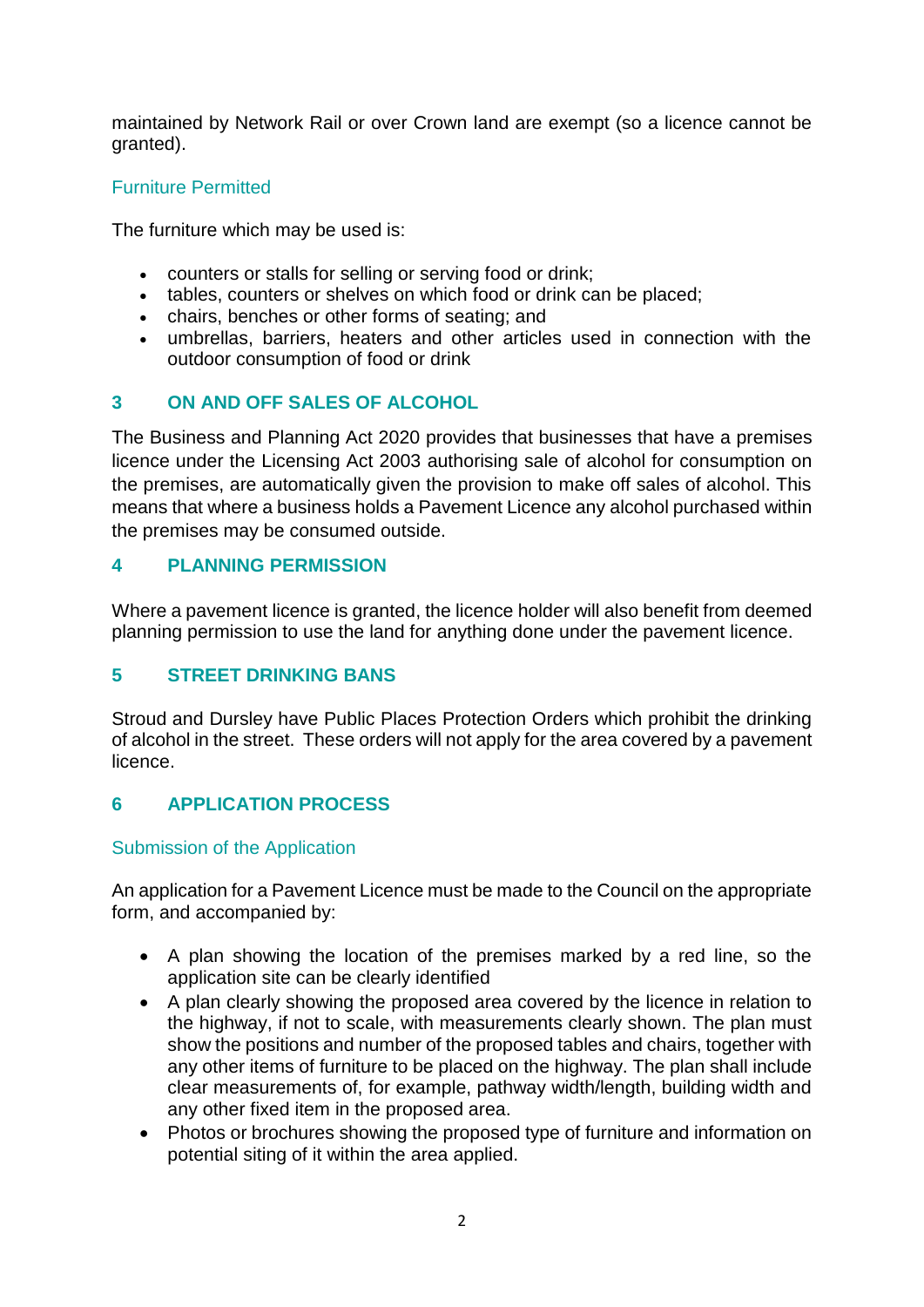maintained by Network Rail or over Crown land are exempt (so a licence cannot be granted).

### Furniture Permitted

The furniture which may be used is:

- counters or stalls for selling or serving food or drink;
- tables, counters or shelves on which food or drink can be placed;
- chairs, benches or other forms of seating; and
- umbrellas, barriers, heaters and other articles used in connection with the outdoor consumption of food or drink

## 3 ON AND OFF SALES OF ALCOHOL

The Business and Planning Act 2020 provides that businesses that have a premises licence under the Licensing Act 2003 authorising sale of alcohol for consumption on the premises, are automatically given the provision to make off sales of alcohol. This means that where a business holds a Pavement Licence any alcohol purchased within the premises may be consumed outside.

## 4 PLANNING PERMISSION

Where a pavement licence is granted, the licence holder will also benefit from deemed planning permission to use the land for anything done under the pavement licence.

## 5 STREET DRINKING BANS

Stroud and Dursley have Public Places Protection Orders which prohibit the drinking of alcohol in the street. These orders will not apply for the area covered by a pavement licence.

## 6 APPLICATION PROCESS

### Submission of the Application

An application for a Pavement Licence must be made to the Council on the appropriate form, and accompanied by:

- A plan showing the location of the premises marked by a red line, so the application site can be clearly identified
- A plan clearly showing the proposed area covered by the licence in relation to the highway, if not to scale, with measurements clearly shown. The plan must show the positions and number of the proposed tables and chairs, together with any other items of furniture to be placed on the highway. The plan shall include clear measurements of, for example, pathway width/length, building width and any other fixed item in the proposed area.
- Photos or brochures showing the proposed type of furniture and information on potential siting of it within the area applied.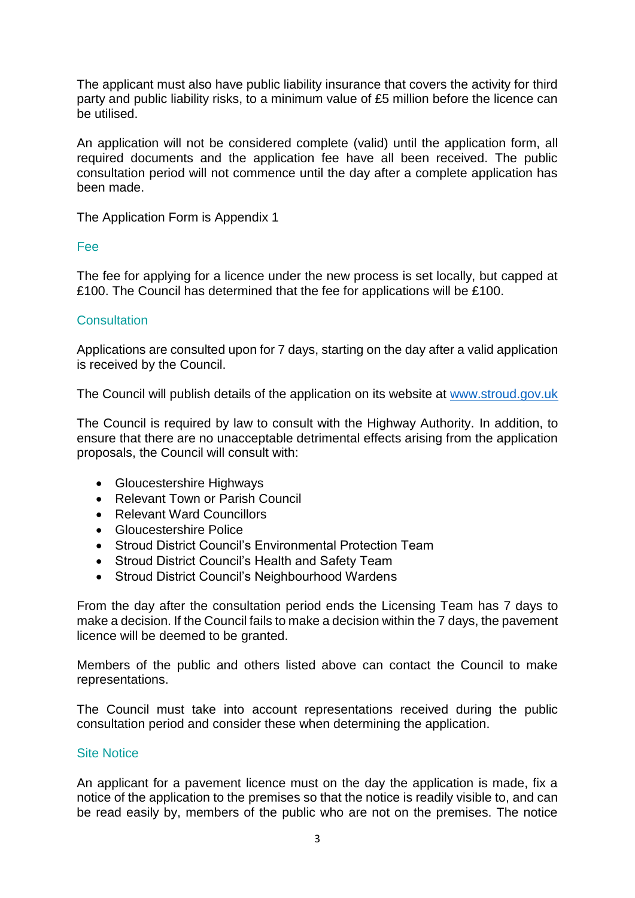The applicant must also have public liability insurance that covers the activity for third party and public liability risks, to a minimum value of £5 million before the licence can be utilised.

An application will not be considered complete (valid) until the application form, all required documents and the application fee have all been received. The public consultation period will not commence until the day after a complete application has been made.

The Application Form is Appendix 1

## Fee

The fee for applying for a licence under the new process is set locally, but capped at £100. The Council has determined that the fee for applications will be £100.

## Consultation

Applications are consulted upon for 7 days, starting on the day after a valid application is received by the Council.

The Council will publish details of the application on its website at [www.stroud.gov.uk](http://www.stroud.gov.uk)

The Council is required by law to consult with the Highway Authority. In addition, to ensure that there are no unacceptable detrimental effects arising from the application proposals, the Council will consult with:

- Gloucestershire Highways
- Relevant Town or Parish Council
- Relevant Ward Councillors
- Gloucestershire Police
- Stroud District Council's Environmental Protection Team
- Stroud District Council's Health and Safety Team
- Stroud District Council's Neighbourhood Wardens

From the day after the consultation period ends the Licensing Team has 7 days to make a decision. If the Council fails to make a decision within the 7 days, the pavement licence will be deemed to be granted.

Members of the public and others listed above can contact the Council to make representations.

The Council must take into account representations received during the public consultation period and consider these when determining the application.

## Site Notice

An applicant for a pavement licence must on the day the application is made, fix a notice of the application to the premises so that the notice is readily visible to, and can be read easily by, members of the public who are not on the premises. The notice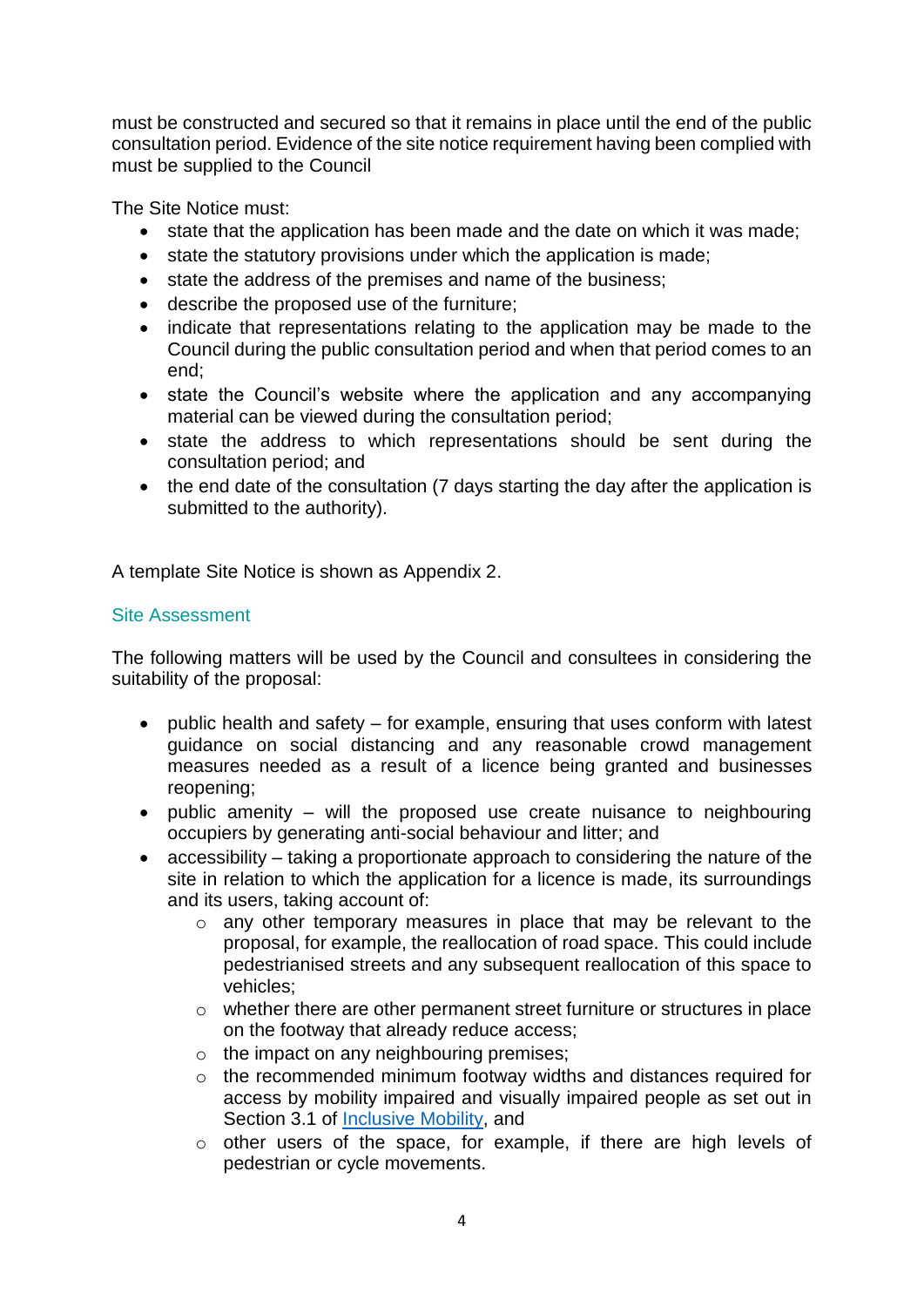must be constructed and secured so that it remains in place until the end of the public consultation period. Evidence of the site notice requirement having been complied with must be supplied to the Council

The Site Notice must:

- state that the application has been made and the date on which it was made;
- state the statutory provisions under which the application is made;
- state the address of the premises and name of the business;
- describe the proposed use of the furniture;
- indicate that representations relating to the application may be made to the Council during the public consultation period and when that period comes to an end;
- state the Council's website where the application and any accompanying material can be viewed during the consultation period;
- state the address to which representations should be sent during the consultation period; and
- the end date of the consultation (7 days starting the day after the application is submitted to the authority).

A template Site Notice is shown as Appendix 2.

## Site Assessment

The following matters will be used by the Council and consultees in considering the suitability of the proposal:

- public health and safety – for example, ensuring that uses conform with latest guidance on social distancing and any reasonable crowd management measures needed as a result of a licence being granted and businesses reopening;
- public amenity – will the proposed use create nuisance to neighbouring occupiers by generating anti-social behaviour and litter; and
- accessibility – taking a proportionate approach to considering the nature of the site in relation to which the application for a licence is made, its surroundings and its users, taking account of:
    - any other temporary measures in place that may be relevant to the proposal, for example, the reallocation of road space. This could include pedestrianised streets and any subsequent reallocation of this space to vehicles;
    - whether there are other permanent street furniture or structures in place on the footway that already reduce access;
    - the impact on any neighbouring premises;
    - the recommended minimum footway widths and distances required for access by mobility impaired and visually impaired people as set out in Section 3.1 of Inclusive Mobility, and
    - other users of the space, for example, if there are high levels of pedestrian or cycle movements.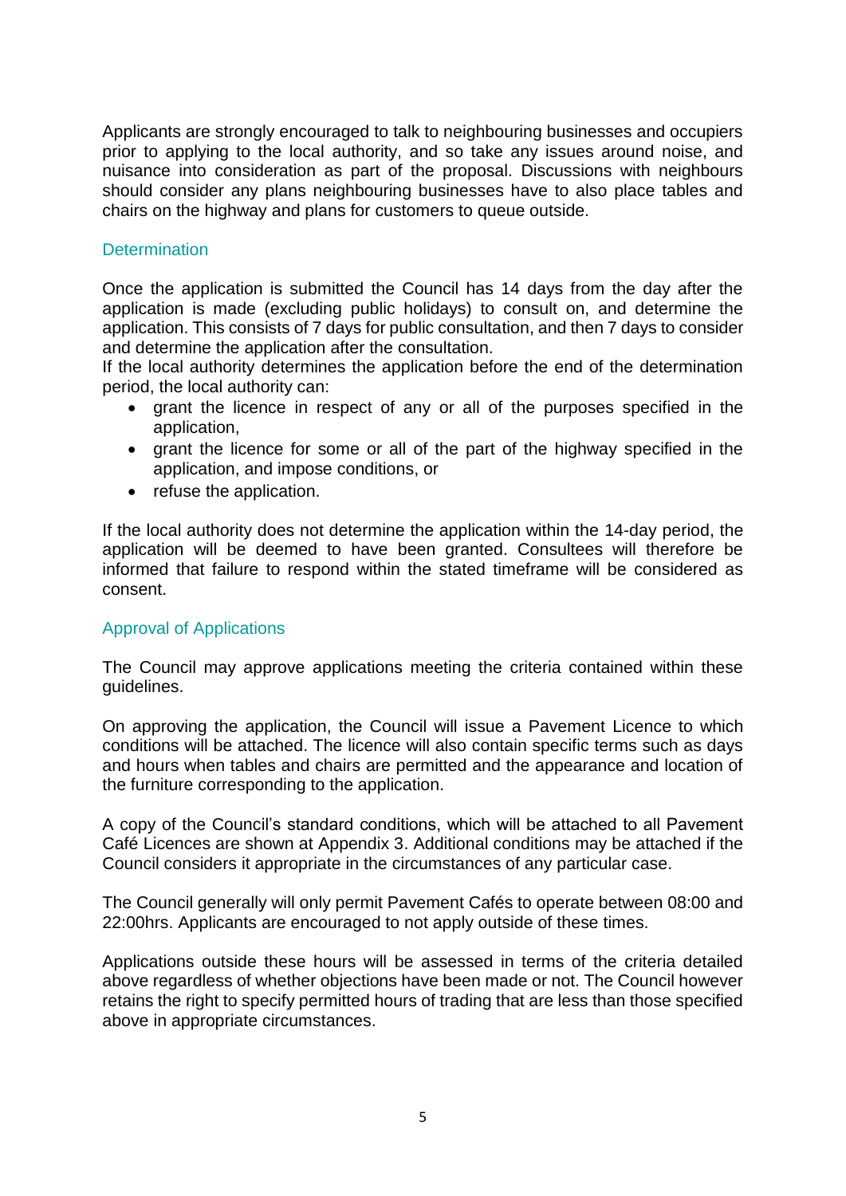Applicants are strongly encouraged to talk to neighbouring businesses and occupiers prior to applying to the local authority, and so take any issues around noise, and nuisance into consideration as part of the proposal. Discussions with neighbours should consider any plans neighbouring businesses have to also place tables and chairs on the highway and plans for customers to queue outside.

## Determination

Once the application is submitted the Council has 14 days from the day after the application is made (excluding public holidays) to consult on, and determine the application. This consists of 7 days for public consultation, and then 7 days to consider and determine the application after the consultation.

If the local authority determines the application before the end of the determination period, the local authority can:

- grant the licence in respect of any or all of the purposes specified in the application,
- grant the licence for some or all of the part of the highway specified in the application, and impose conditions, or
- refuse the application.

If the local authority does not determine the application within the 14-day period, the application will be deemed to have been granted. Consultees will therefore be informed that failure to respond within the stated timeframe will be considered as consent.

## Approval of Applications

The Council may approve applications meeting the criteria contained within these guidelines.

On approving the application, the Council will issue a Pavement Licence to which conditions will be attached. The licence will also contain specific terms such as days and hours when tables and chairs are permitted and the appearance and location of the furniture corresponding to the application.

A copy of the Council's standard conditions, which will be attached to all Pavement Café Licences are shown at Appendix 3. Additional conditions may be attached if the Council considers it appropriate in the circumstances of any particular case.

The Council generally will only permit Pavement Cafés to operate between 08:00 and 22:00hrs. Applicants are encouraged to not apply outside of these times.

Applications outside these hours will be assessed in terms of the criteria detailed above regardless of whether objections have been made or not. The Council however retains the right to specify permitted hours of trading that are less than those specified above in appropriate circumstances.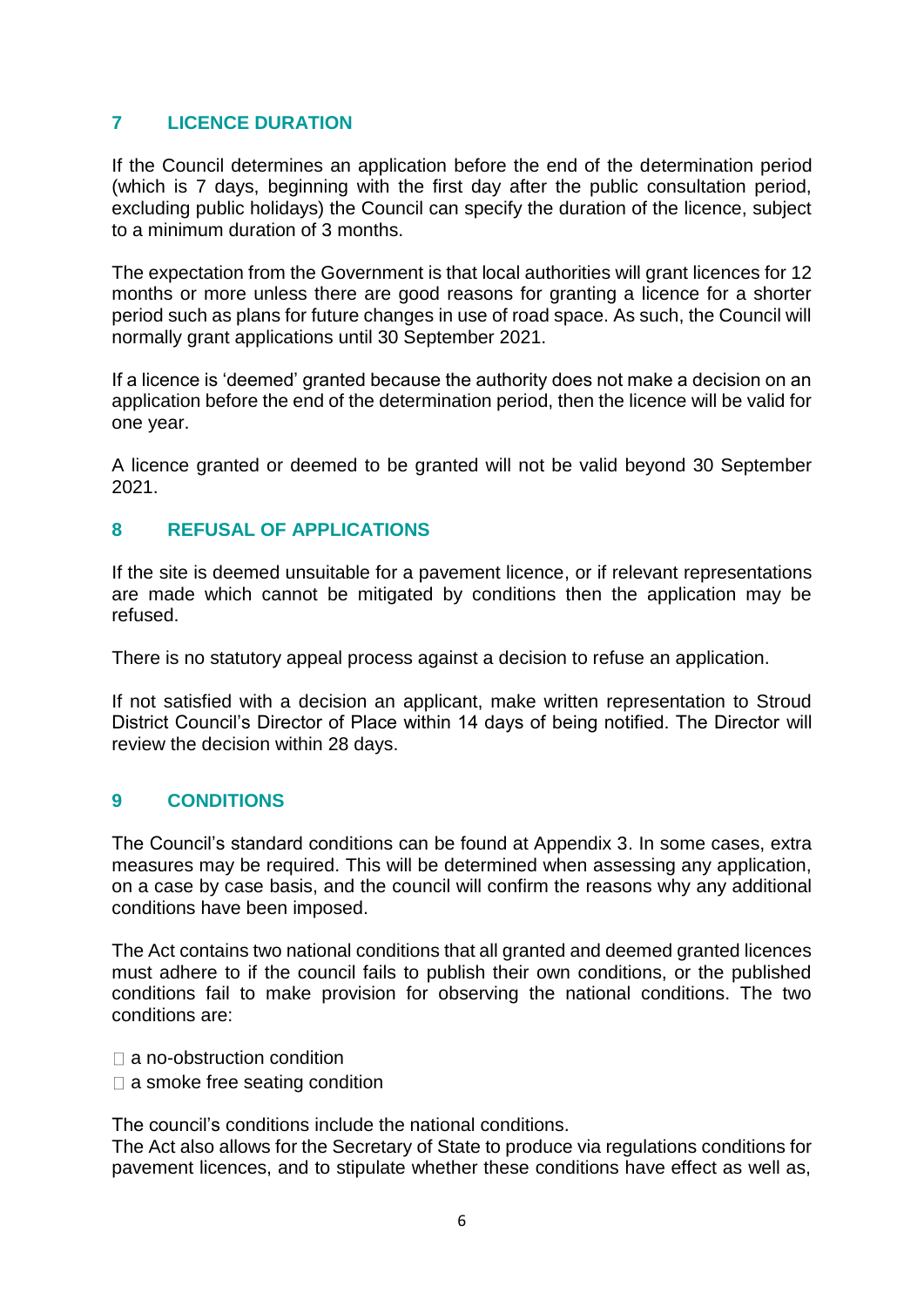## 7 LICENCE DURATION

If the Council determines an application before the end of the determination period (which is 7 days, beginning with the first day after the public consultation period, excluding public holidays) the Council can specify the duration of the licence, subject to a minimum duration of 3 months.

The expectation from the Government is that local authorities will grant licences for 12 months or more unless there are good reasons for granting a licence for a shorter period such as plans for future changes in use of road space. As such, the Council will normally grant applications until 30 September 2021.

If a licence is 'deemed' granted because the authority does not make a decision on an application before the end of the determination period, then the licence will be valid for one year.

A licence granted or deemed to be granted will not be valid beyond 30 September 2021.

## 8 REFUSAL OF APPLICATIONS

If the site is deemed unsuitable for a pavement licence, or if relevant representations are made which cannot be mitigated by conditions then the application may be refused.

There is no statutory appeal process against a decision to refuse an application.

If not satisfied with a decision an applicant, make written representation to Stroud District Council's Director of Place within 14 days of being notified. The Director will review the decision within 28 days.

## 9 CONDITIONS

The Council's standard conditions can be found at Appendix 3. In some cases, extra measures may be required. This will be determined when assessing any application, on a case by case basis, and the council will confirm the reasons why any additional conditions have been imposed.

The Act contains two national conditions that all granted and deemed granted licences must adhere to if the council fails to publish their own conditions, or the published conditions fail to make provision for observing the national conditions. The two conditions are:

- a no-obstruction condition
- a smoke free seating condition

The council's conditions include the national conditions.
The Act also allows for the Secretary of State to produce via regulations conditions for pavement licences, and to stipulate whether these conditions have effect as well as,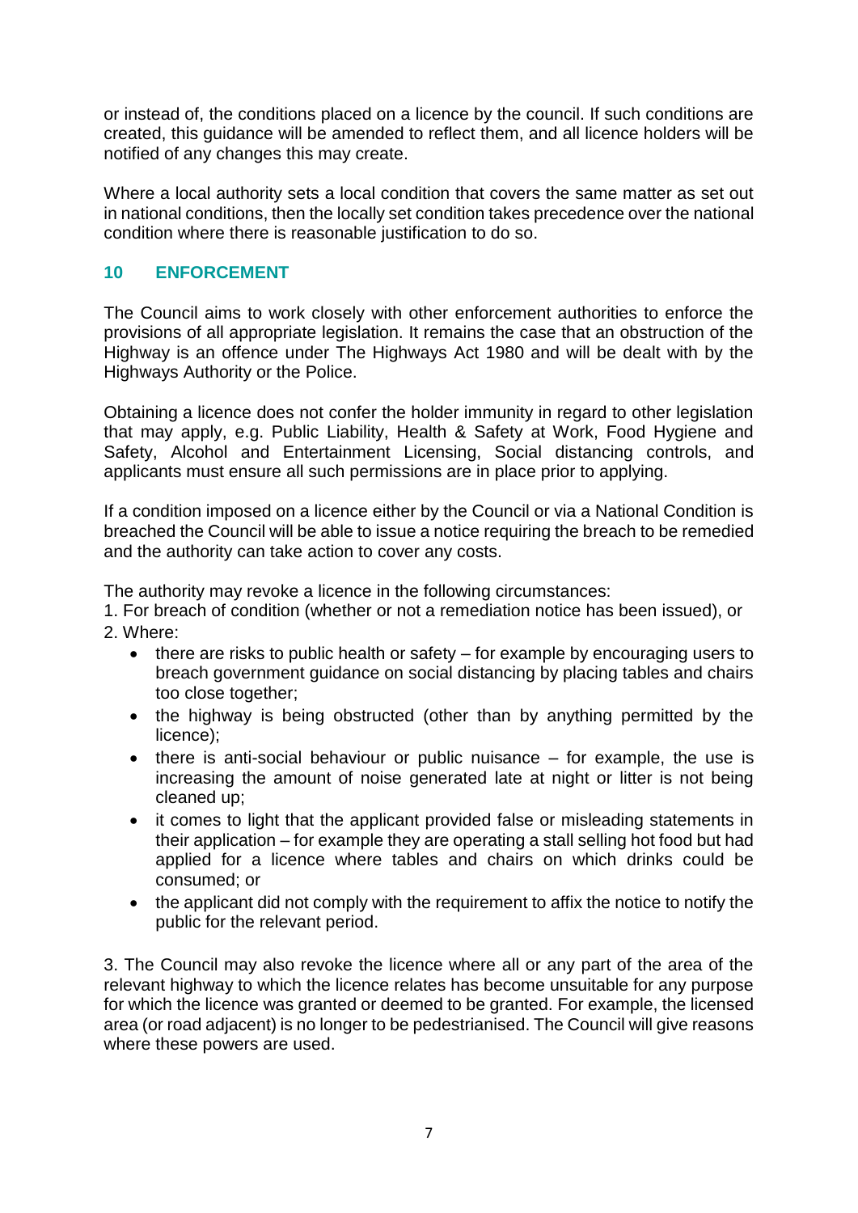or instead of, the conditions placed on a licence by the council. If such conditions are created, this guidance will be amended to reflect them, and all licence holders will be notified of any changes this may create.

Where a local authority sets a local condition that covers the same matter as set out in national conditions, then the locally set condition takes precedence over the national condition where there is reasonable justification to do so.

## 10 ENFORCEMENT

The Council aims to work closely with other enforcement authorities to enforce the provisions of all appropriate legislation. It remains the case that an obstruction of the Highway is an offence under The Highways Act 1980 and will be dealt with by the Highways Authority or the Police.

Obtaining a licence does not confer the holder immunity in regard to other legislation that may apply, e.g. Public Liability, Health & Safety at Work, Food Hygiene and Safety, Alcohol and Entertainment Licensing, Social distancing controls, and applicants must ensure all such permissions are in place prior to applying.

If a condition imposed on a licence either by the Council or via a National Condition is breached the Council will be able to issue a notice requiring the breach to be remedied and the authority can take action to cover any costs.

The authority may revoke a licence in the following circumstances:

1. For breach of condition (whether or not a remediation notice has been issued), or
2. Where:
   - there are risks to public health or safety – for example by encouraging users to breach government guidance on social distancing by placing tables and chairs too close together;
   - the highway is being obstructed (other than by anything permitted by the licence);
   - there is anti-social behaviour or public nuisance – for example, the use is increasing the amount of noise generated late at night or litter is not being cleaned up;
   - it comes to light that the applicant provided false or misleading statements in their application – for example they are operating a stall selling hot food but had applied for a licence where tables and chairs on which drinks could be consumed; or
   - the applicant did not comply with the requirement to affix the notice to notify the public for the relevant period.

3. The Council may also revoke the licence where all or any part of the area of the relevant highway to which the licence relates has become unsuitable for any purpose for which the licence was granted or deemed to be granted. For example, the licensed area (or road adjacent) is no longer to be pedestrianised. The Council will give reasons where these powers are used.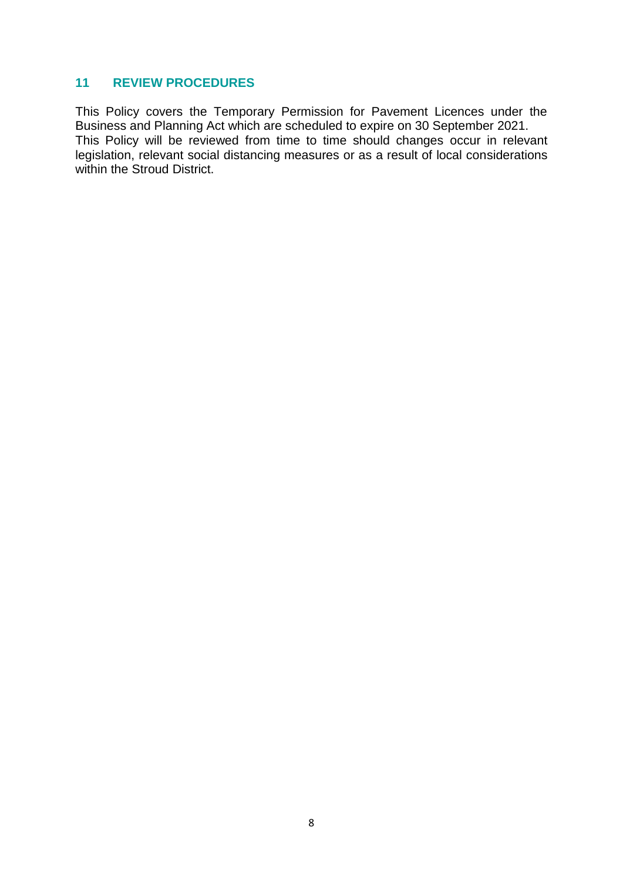## 11 REVIEW PROCEDURES

This Policy covers the Temporary Permission for Pavement Licences under the Business and Planning Act which are scheduled to expire on 30 September 2021. This Policy will be reviewed from time to time should changes occur in relevant legislation, relevant social distancing measures or as a result of local considerations within the Stroud District.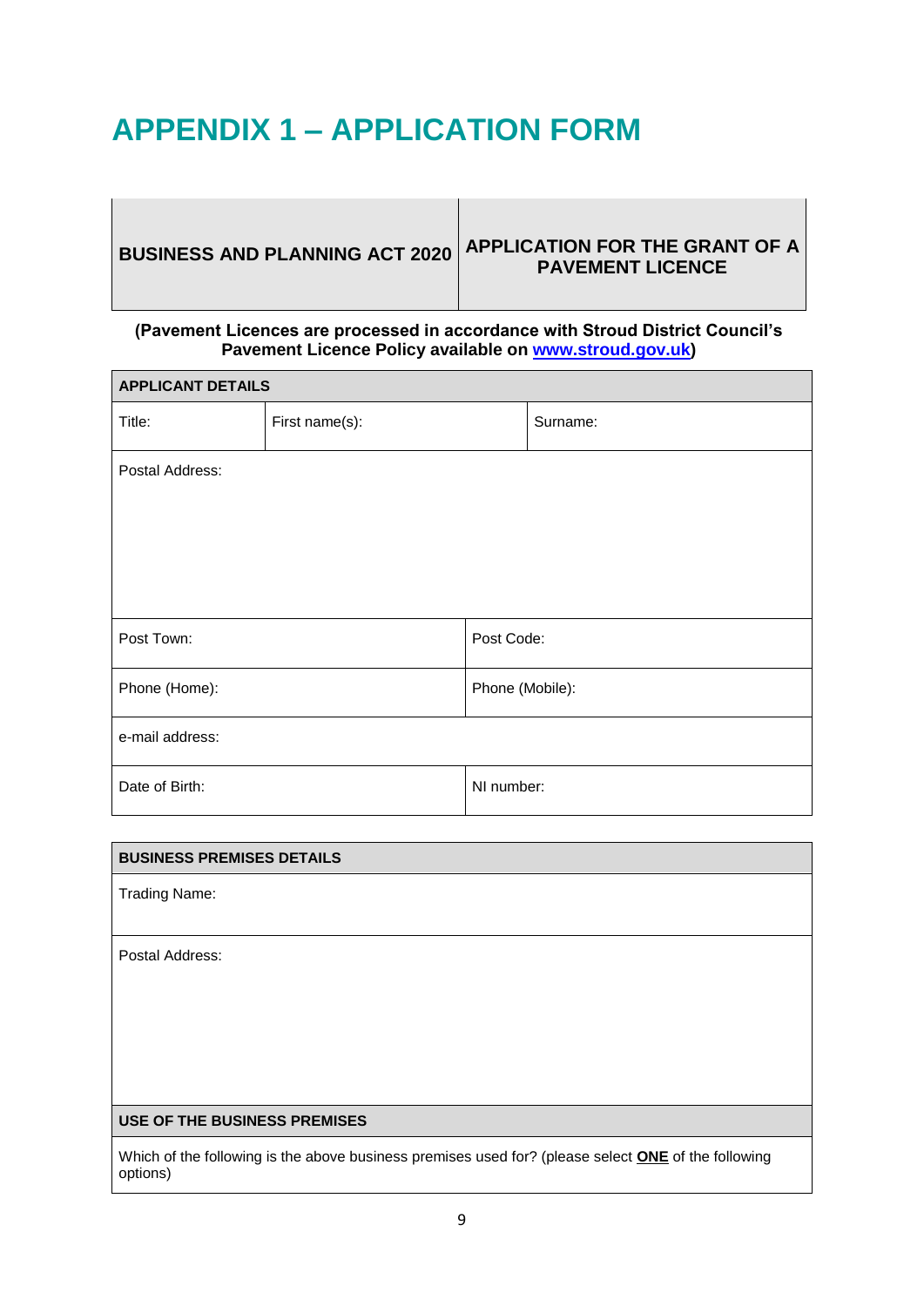# APPENDIX 1 – APPLICATION FORM

| BUSINESS AND PLANNING ACT 2020 | APPLICATION FOR THE GRANT OF A PAVEMENT LICENCE |
|---|---|

**(Pavement Licences are processed in accordance with Stroud District Council's Pavement Licence Policy available on [www.stroud.gov.uk](http://www.stroud.gov.uk))**

| APPLICANT DETAILS | | |
|---|---|---|
| Title: | First name(s): | Surname: |
| Postal Address: | | |
| Post Town: | Post Code: | |
| Phone (Home): | Phone (Mobile): | |
| e-mail address: | | |
| Date of Birth: | NI number: | |

| BUSINESS PREMISES DETAILS |
|---|
| Trading Name: |
| Postal Address: |
| **USE OF THE BUSINESS PREMISES** |
| Which of the following is the above business premises used for? (please select **ONE** of the following options) |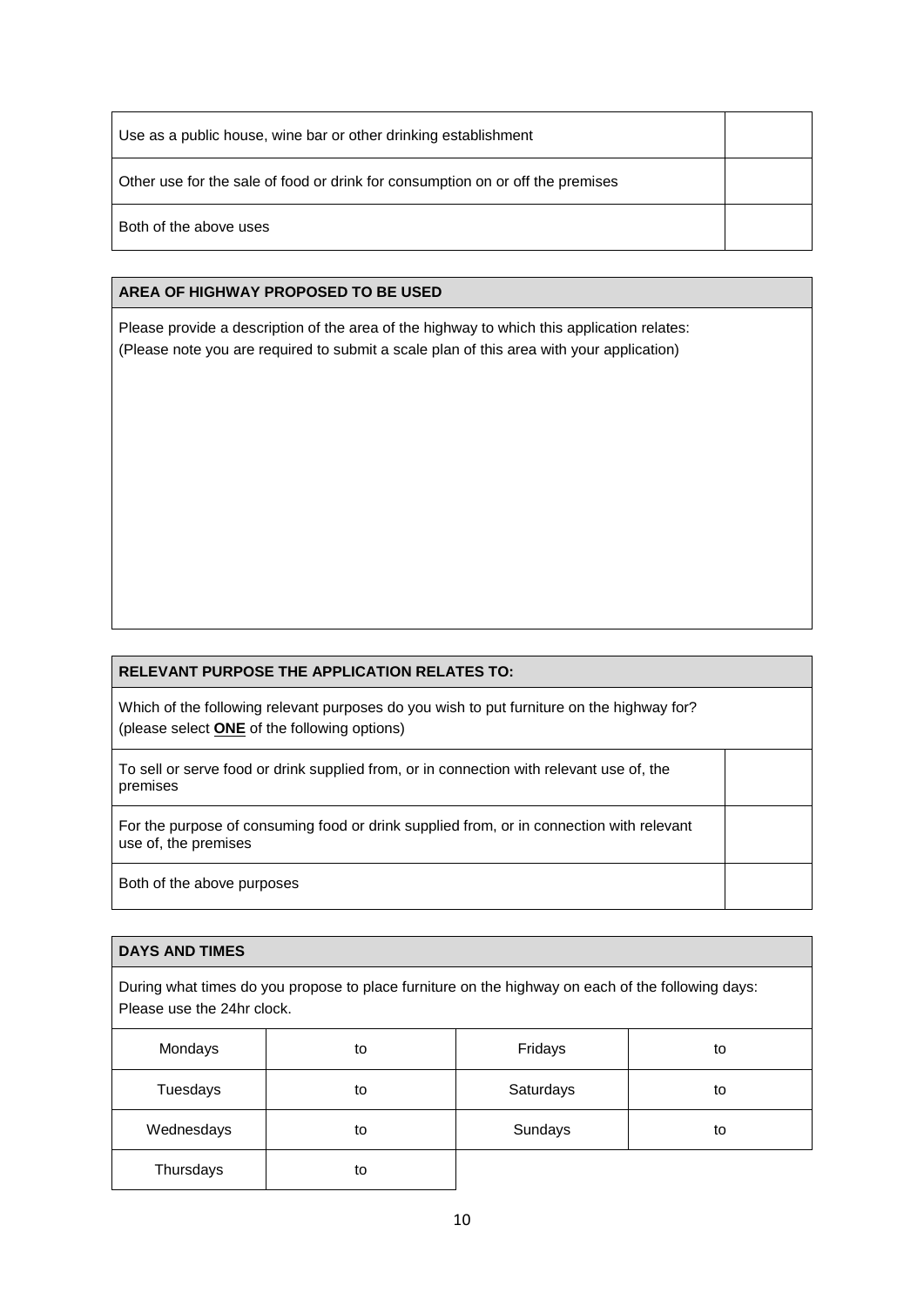| Use as a public house, wine bar or other drinking establishment | |
|---|---|
| Other use for the sale of food or drink for consumption on or off the premises | |
| Both of the above uses | |

**AREA OF HIGHWAY PROPOSED TO BE USED**

Please provide a description of the area of the highway to which this application relates:
(Please note you are required to submit a scale plan of this area with your application)

**RELEVANT PURPOSE THE APPLICATION RELATES TO:**

Which of the following relevant purposes do you wish to put furniture on the highway for?
(please select **ONE** of the following options)

| To sell or serve food or drink supplied from, or in connection with relevant use of, the premises | |
|---|---|
| For the purpose of consuming food or drink supplied from, or in connection with relevant use of, the premises | |
| Both of the above purposes | |

**DAYS AND TIMES**

During what times do you propose to place furniture on the highway on each of the following days:
Please use the 24hr clock.

| Mondays | to | Fridays | to |
|---|---|---|---|
| Tuesdays | to | Saturdays | to |
| Wednesdays | to | Sundays | to |
| Thursdays | to | | |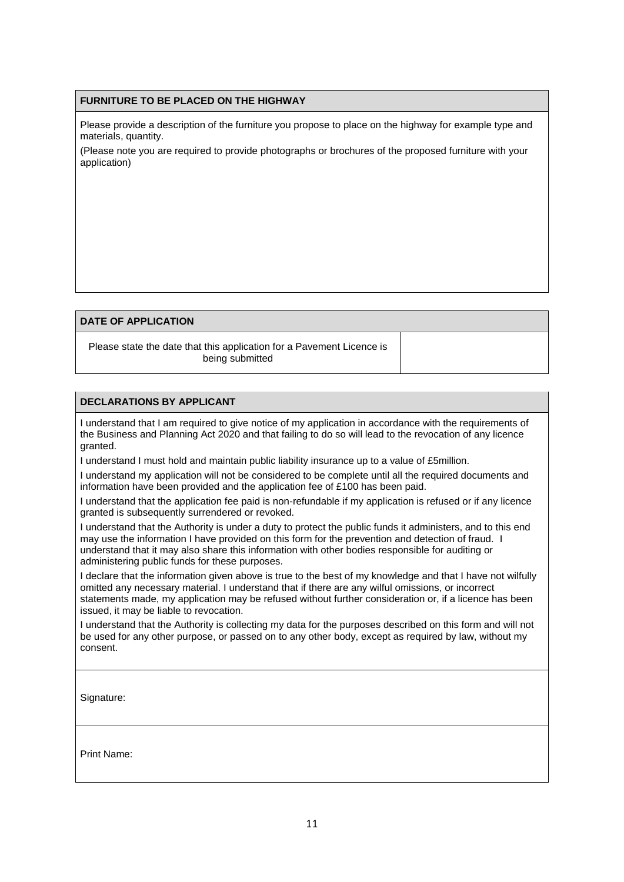## FURNITURE TO BE PLACED ON THE HIGHWAY

Please provide a description of the furniture you propose to place on the highway for example type and materials, quantity.

(Please note you are required to provide photographs or brochures of the proposed furniture with your application)

## DATE OF APPLICATION

| Please state the date that this application for a Pavement Licence is being submitted | |
|---|---|

## DECLARATIONS BY APPLICANT

I understand that I am required to give notice of my application in accordance with the requirements of the Business and Planning Act 2020 and that failing to do so will lead to the revocation of any licence granted.

I understand I must hold and maintain public liability insurance up to a value of £5million.

I understand my application will not be considered to be complete until all the required documents and information have been provided and the application fee of £100 has been paid.

I understand that the application fee paid is non-refundable if my application is refused or if any licence granted is subsequently surrendered or revoked.

I understand that the Authority is under a duty to protect the public funds it administers, and to this end may use the information I have provided on this form for the prevention and detection of fraud. I understand that it may also share this information with other bodies responsible for auditing or administering public funds for these purposes.

I declare that the information given above is true to the best of my knowledge and that I have not wilfully omitted any necessary material. I understand that if there are any wilful omissions, or incorrect statements made, my application may be refused without further consideration or, if a licence has been issued, it may be liable to revocation.

I understand that the Authority is collecting my data for the purposes described on this form and will not be used for any other purpose, or passed on to any other body, except as required by law, without my consent.

Signature:

Print Name: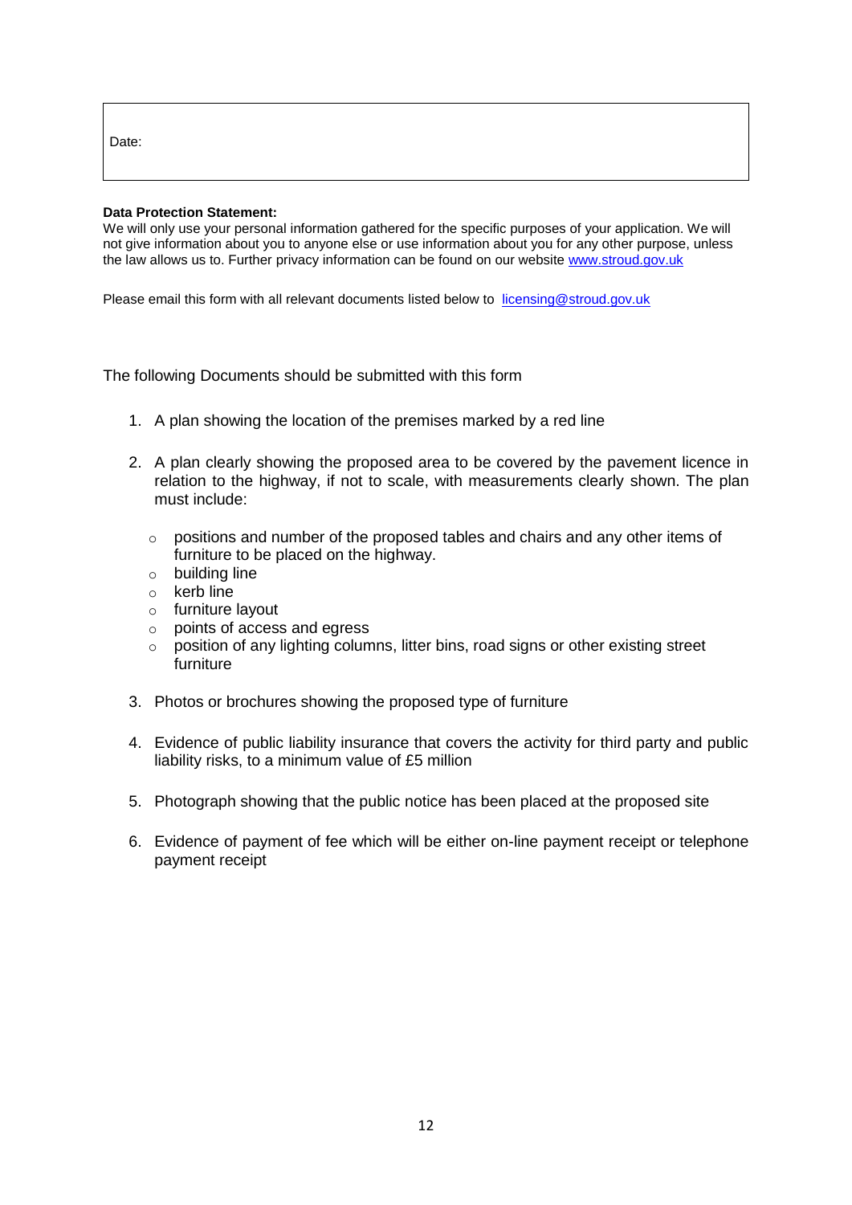| Date: |
| --- |

**Data Protection Statement:**
We will only use your personal information gathered for the specific purposes of your application. We will not give information about you to anyone else or use information about you for any other purpose, unless the law allows us to. Further privacy information can be found on our website www.stroud.gov.uk

Please email this form with all relevant documents listed below to licensing@stroud.gov.uk

The following Documents should be submitted with this form

1. A plan showing the location of the premises marked by a red line
2. A plan clearly showing the proposed area to be covered by the pavement licence in relation to the highway, if not to scale, with measurements clearly shown. The plan must include:
    - positions and number of the proposed tables and chairs and any other items of furniture to be placed on the highway.
    - building line
    - kerb line
    - furniture layout
    - points of access and egress
    - position of any lighting columns, litter bins, road signs or other existing street furniture
3. Photos or brochures showing the proposed type of furniture
4. Evidence of public liability insurance that covers the activity for third party and public liability risks, to a minimum value of £5 million
5. Photograph showing that the public notice has been placed at the proposed site
6. Evidence of payment of fee which will be either on-line payment receipt or telephone payment receipt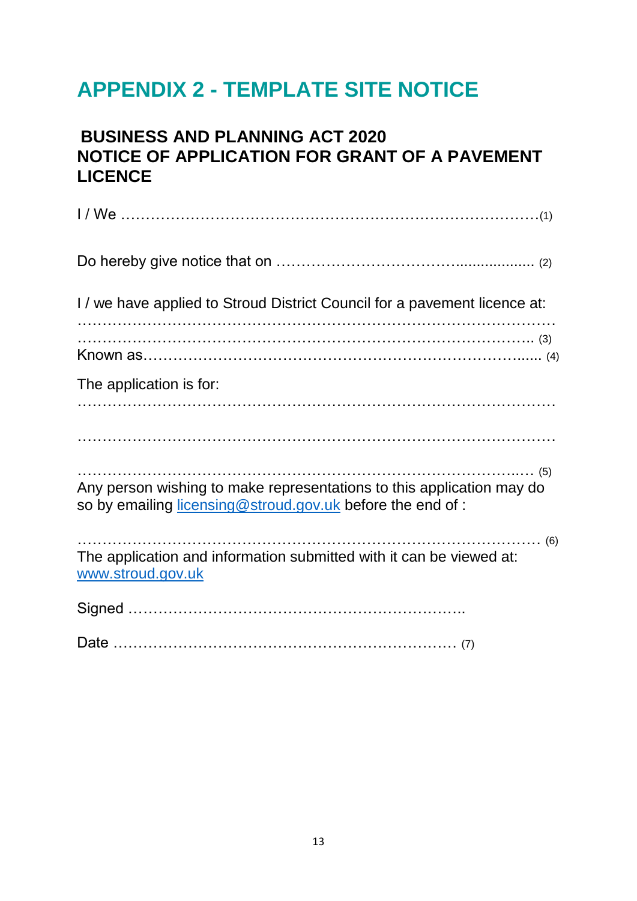# APPENDIX 2 - TEMPLATE SITE NOTICE

**BUSINESS AND PLANNING ACT 2020**
**NOTICE OF APPLICATION FOR GRANT OF A PAVEMENT LICENCE**

I / We …………………………………………………………………………(1)

Do hereby give notice that on ………………………………................... (2)

I / we have applied to Stroud District Council for a pavement licence at:
………………………………………………………………………………
…………………………………………………………………………….. (3)
Known as…………………………………………………………………..... (4)

The application is for:
………………………………………………………………………………

………………………………………………………………………………

……………………………………………………………………………..… (5)
Any person wishing to make representations to this application may do so by emailing licensing@stroud.gov.uk before the end of :

……………………………………………………………………………… (6)
The application and information submitted with it can be viewed at: www.stroud.gov.uk

Signed …………………………………………………………..

Date …………………………………………………………… (7)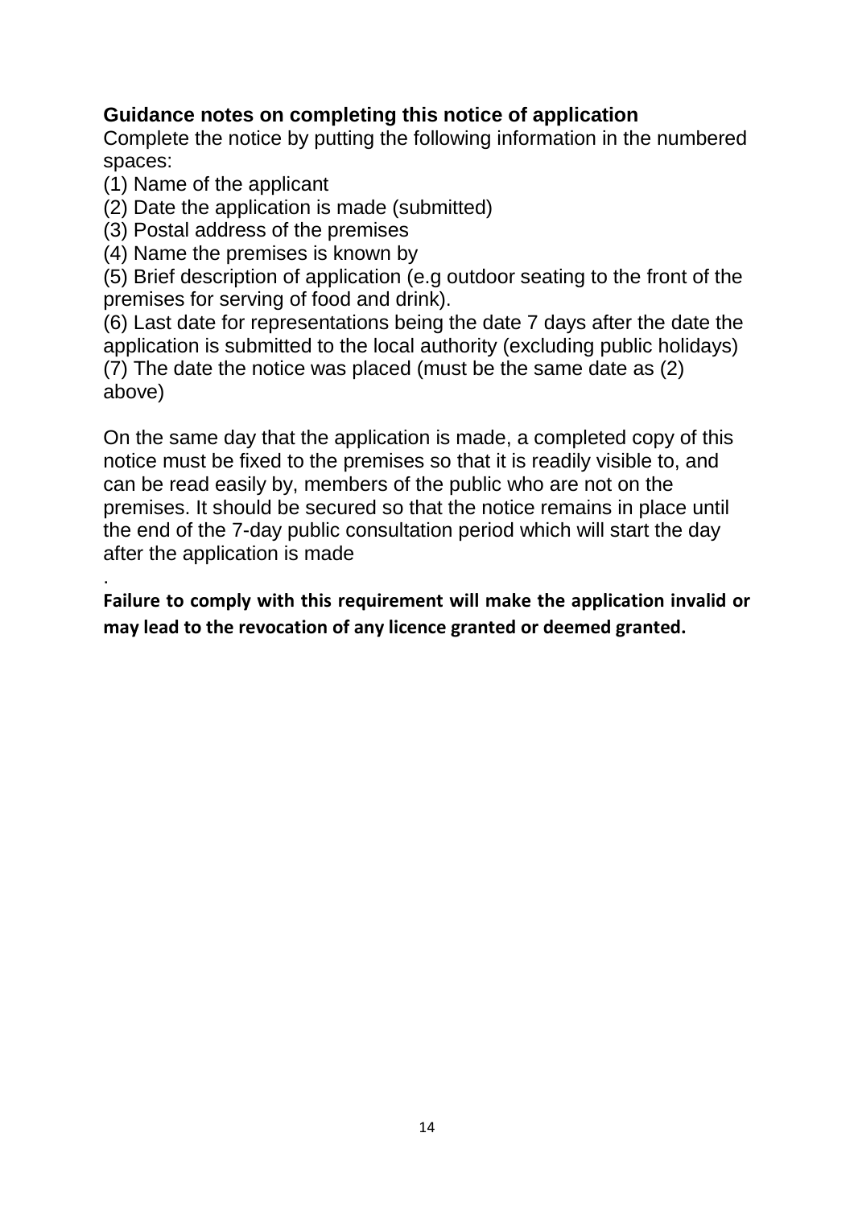**Guidance notes on completing this notice of application**

Complete the notice by putting the following information in the numbered spaces:

(1) Name of the applicant
(2) Date the application is made (submitted)
(3) Postal address of the premises
(4) Name the premises is known by
(5) Brief description of application (e.g outdoor seating to the front of the premises for serving of food and drink).
(6) Last date for representations being the date 7 days after the date the application is submitted to the local authority (excluding public holidays)
(7) The date the notice was placed (must be the same date as (2) above)

On the same day that the application is made, a completed copy of this notice must be fixed to the premises so that it is readily visible to, and can be read easily by, members of the public who are not on the premises. It should be secured so that the notice remains in place until the end of the 7-day public consultation period which will start the day after the application is made

.

**Failure to comply with this requirement will make the application invalid or may lead to the revocation of any licence granted or deemed granted.**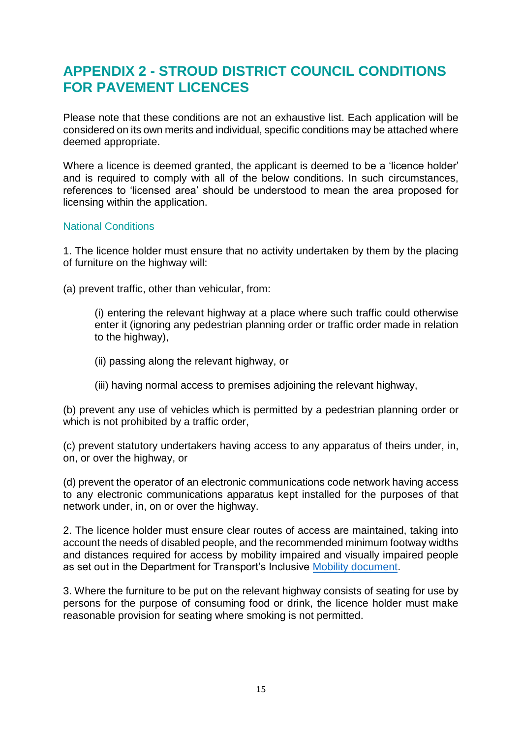# APPENDIX 2 - STROUD DISTRICT COUNCIL CONDITIONS FOR PAVEMENT LICENCES

Please note that these conditions are not an exhaustive list. Each application will be considered on its own merits and individual, specific conditions may be attached where deemed appropriate.

Where a licence is deemed granted, the applicant is deemed to be a 'licence holder' and is required to comply with all of the below conditions. In such circumstances, references to 'licensed area' should be understood to mean the area proposed for licensing within the application.

## National Conditions

1. The licence holder must ensure that no activity undertaken by them by the placing of furniture on the highway will:

(a) prevent traffic, other than vehicular, from:

> (i) entering the relevant highway at a place where such traffic could otherwise enter it (ignoring any pedestrian planning order or traffic order made in relation to the highway),
>
> (ii) passing along the relevant highway, or
>
> (iii) having normal access to premises adjoining the relevant highway,

(b) prevent any use of vehicles which is permitted by a pedestrian planning order or which is not prohibited by a traffic order,

(c) prevent statutory undertakers having access to any apparatus of theirs under, in, on, or over the highway, or

(d) prevent the operator of an electronic communications code network having access to any electronic communications apparatus kept installed for the purposes of that network under, in, on or over the highway.

2. The licence holder must ensure clear routes of access are maintained, taking into account the needs of disabled people, and the recommended minimum footway widths and distances required for access by mobility impaired and visually impaired people as set out in the Department for Transport's Inclusive Mobility document.

3. Where the furniture to be put on the relevant highway consists of seating for use by persons for the purpose of consuming food or drink, the licence holder must make reasonable provision for seating where smoking is not permitted.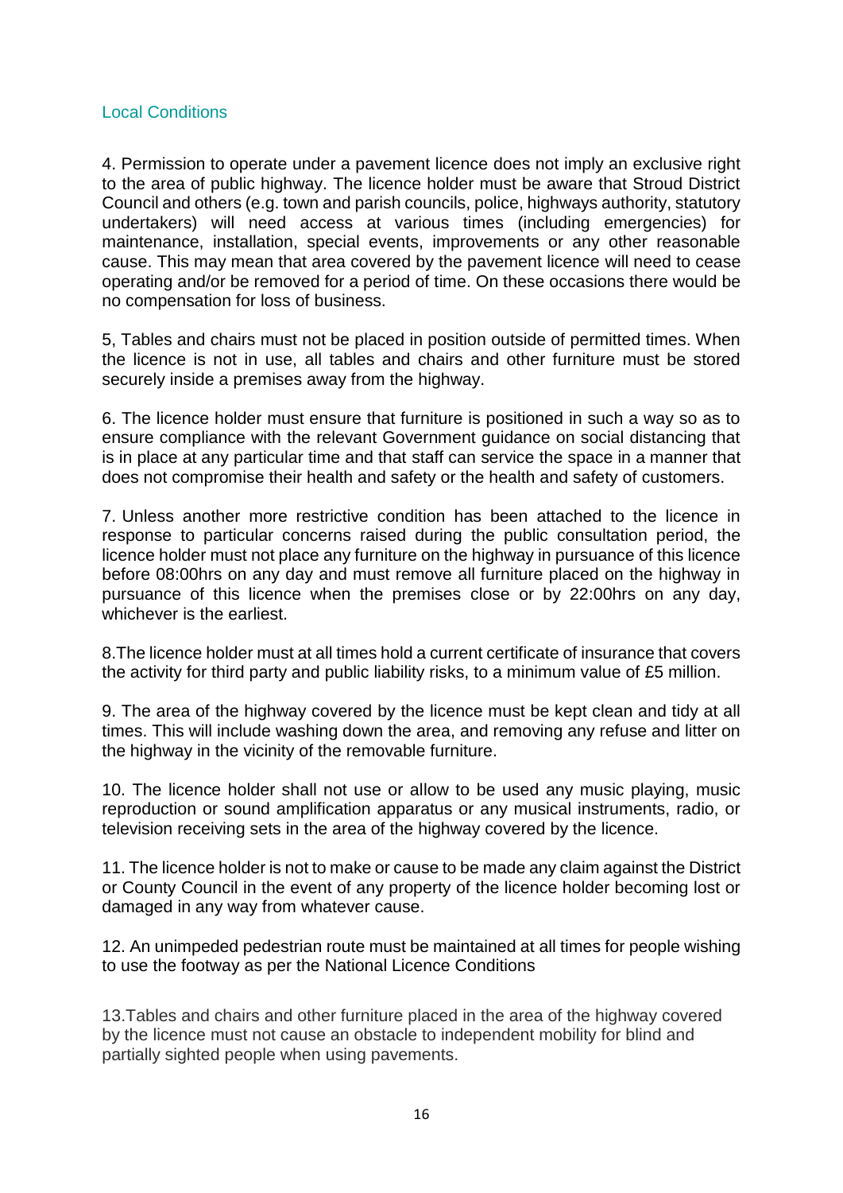## Local Conditions

4. Permission to operate under a pavement licence does not imply an exclusive right to the area of public highway. The licence holder must be aware that Stroud District Council and others (e.g. town and parish councils, police, highways authority, statutory undertakers) will need access at various times (including emergencies) for maintenance, installation, special events, improvements or any other reasonable cause. This may mean that area covered by the pavement licence will need to cease operating and/or be removed for a period of time. On these occasions there would be no compensation for loss of business.

5, Tables and chairs must not be placed in position outside of permitted times. When the licence is not in use, all tables and chairs and other furniture must be stored securely inside a premises away from the highway.

6. The licence holder must ensure that furniture is positioned in such a way so as to ensure compliance with the relevant Government guidance on social distancing that is in place at any particular time and that staff can service the space in a manner that does not compromise their health and safety or the health and safety of customers.

7. Unless another more restrictive condition has been attached to the licence in response to particular concerns raised during the public consultation period, the licence holder must not place any furniture on the highway in pursuance of this licence before 08:00hrs on any day and must remove all furniture placed on the highway in pursuance of this licence when the premises close or by 22:00hrs on any day, whichever is the earliest.

8.The licence holder must at all times hold a current certificate of insurance that covers the activity for third party and public liability risks, to a minimum value of £5 million.

9. The area of the highway covered by the licence must be kept clean and tidy at all times. This will include washing down the area, and removing any refuse and litter on the highway in the vicinity of the removable furniture.

10. The licence holder shall not use or allow to be used any music playing, music reproduction or sound amplification apparatus or any musical instruments, radio, or television receiving sets in the area of the highway covered by the licence.

11. The licence holder is not to make or cause to be made any claim against the District or County Council in the event of any property of the licence holder becoming lost or damaged in any way from whatever cause.

12. An unimpeded pedestrian route must be maintained at all times for people wishing to use the footway as per the National Licence Conditions

13.Tables and chairs and other furniture placed in the area of the highway covered by the licence must not cause an obstacle to independent mobility for blind and partially sighted people when using pavements.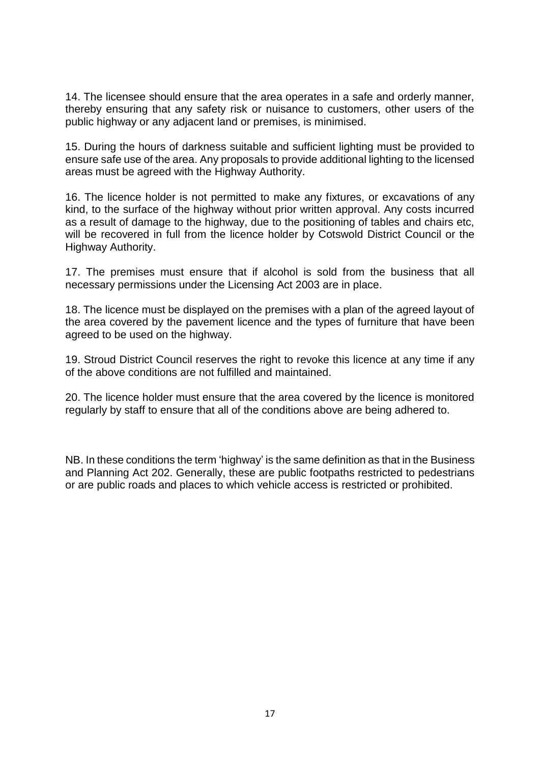14. The licensee should ensure that the area operates in a safe and orderly manner, thereby ensuring that any safety risk or nuisance to customers, other users of the public highway or any adjacent land or premises, is minimised.

15. During the hours of darkness suitable and sufficient lighting must be provided to ensure safe use of the area. Any proposals to provide additional lighting to the licensed areas must be agreed with the Highway Authority.

16. The licence holder is not permitted to make any fixtures, or excavations of any kind, to the surface of the highway without prior written approval. Any costs incurred as a result of damage to the highway, due to the positioning of tables and chairs etc, will be recovered in full from the licence holder by Cotswold District Council or the Highway Authority.

17. The premises must ensure that if alcohol is sold from the business that all necessary permissions under the Licensing Act 2003 are in place.

18. The licence must be displayed on the premises with a plan of the agreed layout of the area covered by the pavement licence and the types of furniture that have been agreed to be used on the highway.

19. Stroud District Council reserves the right to revoke this licence at any time if any of the above conditions are not fulfilled and maintained.

20. The licence holder must ensure that the area covered by the licence is monitored regularly by staff to ensure that all of the conditions above are being adhered to.

NB. In these conditions the term 'highway' is the same definition as that in the Business and Planning Act 202. Generally, these are public footpaths restricted to pedestrians or are public roads and places to which vehicle access is restricted or prohibited.